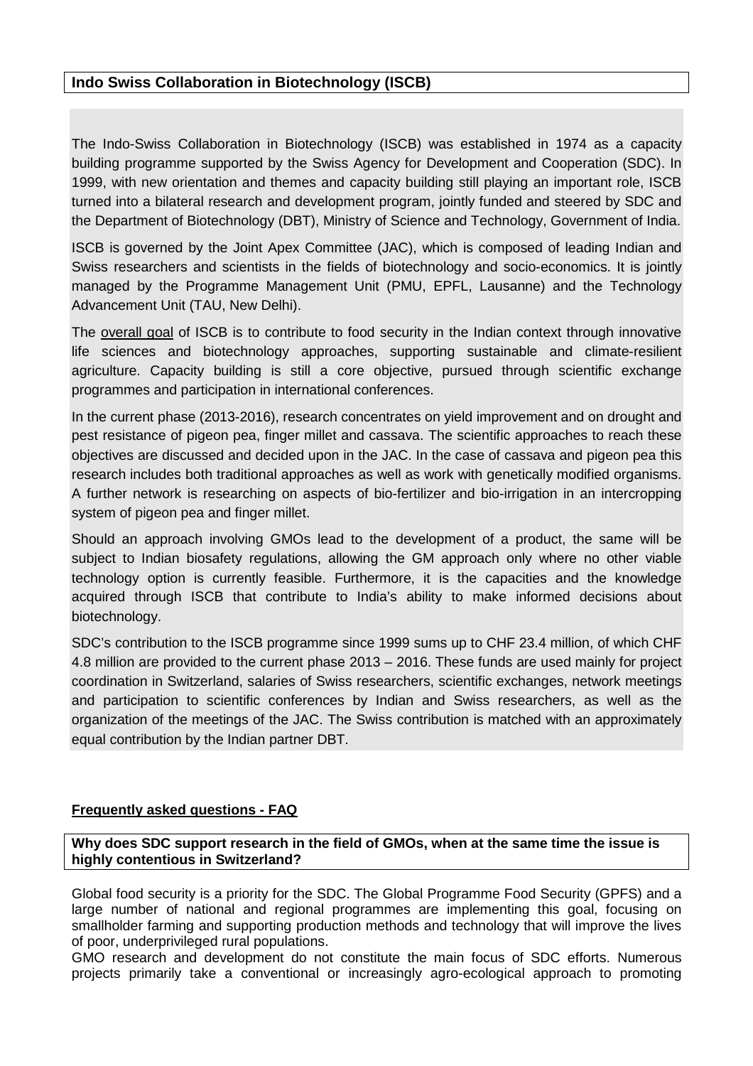## Indo Swiss Collaboration in Biotechnology (ISCB)

The Indo-Swiss Collaboration in Biotechnology (ISCB) was established in 1974 as a capacity building programme supported by the Swiss Agency for Development and Cooperation (SDC). In 1999, with new orientation and themes and capacity building still playing an important role, ISCB turned into a bilateral research and development program, jointly funded and steered by SDC and the Department of Biotechnology (DBT), Ministry of Science and Technology, Government of India.

ISCB is governed by the Joint Apex Committee (JAC), which is composed of leading Indian and Swiss researchers and scientists in the fields of biotechnology and socio-economics. It is jointly managed by the Programme Management Unit (PMU, EPFL, Lausanne) and the Technology Advancement Unit (TAU, New Delhi).

The overall goal of ISCB is to contribute to food security in the Indian context through innovative life sciences and biotechnology approaches, supporting sustainable and climate-resilient agriculture. Capacity building is still a core objective, pursued through scientific exchange programmes and participation in international conferences.

In the current phase (2013-2016), research concentrates on yield improvement and on drought and pest resistance of pigeon pea, finger millet and cassava. The scientific approaches to reach these objectives are discussed and decided upon in the JAC. In the case of cassava and pigeon pea this research includes both traditional approaches as well as work with genetically modified organisms. A further network is researching on aspects of bio-fertilizer and bio-irrigation in an intercropping system of pigeon pea and finger millet.

Should an approach involving GMOs lead to the development of a product, the same will be subject to Indian biosafety regulations, allowing the GM approach only where no other viable technology option is currently feasible. Furthermore, it is the capacities and the knowledge acquired through ISCB that contribute to India's ability to make informed decisions about biotechnology.

SDC's contribution to the ISCB programme since 1999 sums up to CHF 23.4 million, of which CHF 4.8 million are provided to the current phase 2013 – 2016. These funds are used mainly for project coordination in Switzerland, salaries of Swiss researchers, scientific exchanges, network meetings and participation to scientific conferences by Indian and Swiss researchers, as well as the organization of the meetings of the JAC. The Swiss contribution is matched with an approximately equal contribution by the Indian partner DBT.

## Frequently asked questions - FAQ

### Why does SDC support research in the field of GMOs, when at the same time the issue is highly contentious in Switzerland?

Global food security is a priority for the SDC. The Global Programme Food Security (GPFS) and a large number of national and regional programmes are implementing this goal, focusing on smallholder farming and supporting production methods and technology that will improve the lives of poor, underprivileged rural populations.

GMO research and development do not constitute the main focus of SDC efforts. Numerous projects primarily take a conventional or increasingly agro-ecological approach to promoting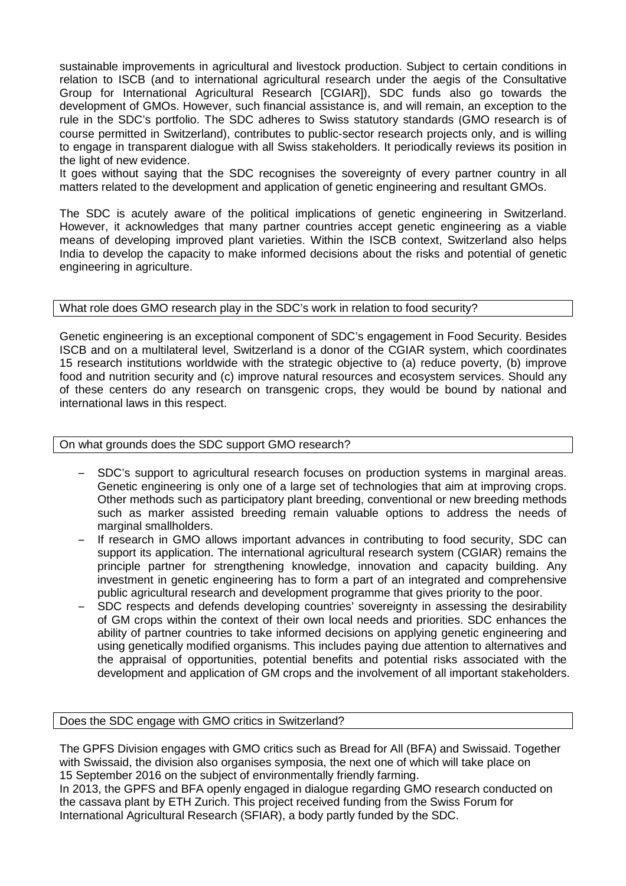sustainable improvements in agricultural and livestock production. Subject to certain conditions in relation to ISCB (and to international agricultural research under the aegis of the Consultative Group for International Agricultural Research [CGIAR]), SDC funds also go towards the development of GMOs. However, such financial assistance is, and will remain, an exception to the rule in the SDC's portfolio. The SDC adheres to Swiss statutory standards (GMO research is of course permitted in Switzerland), contributes to public-sector research projects only, and is willing to engage in transparent dialogue with all Swiss stakeholders. It periodically reviews its position in the light of new evidence.
It goes without saying that the SDC recognises the sovereignty of every partner country in all matters related to the development and application of genetic engineering and resultant GMOs.

The SDC is acutely aware of the political implications of genetic engineering in Switzerland. However, it acknowledges that many partner countries accept genetic engineering as a viable means of developing improved plant varieties. Within the ISCB context, Switzerland also helps India to develop the capacity to make informed decisions about the risks and potential of genetic engineering in agriculture.

## What role does GMO research play in the SDC's work in relation to food security?

Genetic engineering is an exceptional component of SDC's engagement in Food Security. Besides ISCB and on a multilateral level, Switzerland is a donor of the CGIAR system, which coordinates 15 research institutions worldwide with the strategic objective to (a) reduce poverty, (b) improve food and nutrition security and (c) improve natural resources and ecosystem services. Should any of these centers do any research on transgenic crops, they would be bound by national and international laws in this respect.

## On what grounds does the SDC support GMO research?

- SDC's support to agricultural research focuses on production systems in marginal areas. Genetic engineering is only one of a large set of technologies that aim at improving crops. Other methods such as participatory plant breeding, conventional or new breeding methods such as marker assisted breeding remain valuable options to address the needs of marginal smallholders.
- If research in GMO allows important advances in contributing to food security, SDC can support its application. The international agricultural research system (CGIAR) remains the principle partner for strengthening knowledge, innovation and capacity building. Any investment in genetic engineering has to form a part of an integrated and comprehensive public agricultural research and development programme that gives priority to the poor.
- SDC respects and defends developing countries' sovereignty in assessing the desirability of GM crops within the context of their own local needs and priorities. SDC enhances the ability of partner countries to take informed decisions on applying genetic engineering and using genetically modified organisms. This includes paying due attention to alternatives and the appraisal of opportunities, potential benefits and potential risks associated with the development and application of GM crops and the involvement of all important stakeholders.

## Does the SDC engage with GMO critics in Switzerland?

The GPFS Division engages with GMO critics such as Bread for All (BFA) and Swissaid. Together with Swissaid, the division also organises symposia, the next one of which will take place on 15 September 2016 on the subject of environmentally friendly farming.
In 2013, the GPFS and BFA openly engaged in dialogue regarding GMO research conducted on the cassava plant by ETH Zurich. This project received funding from the Swiss Forum for International Agricultural Research (SFIAR), a body partly funded by the SDC.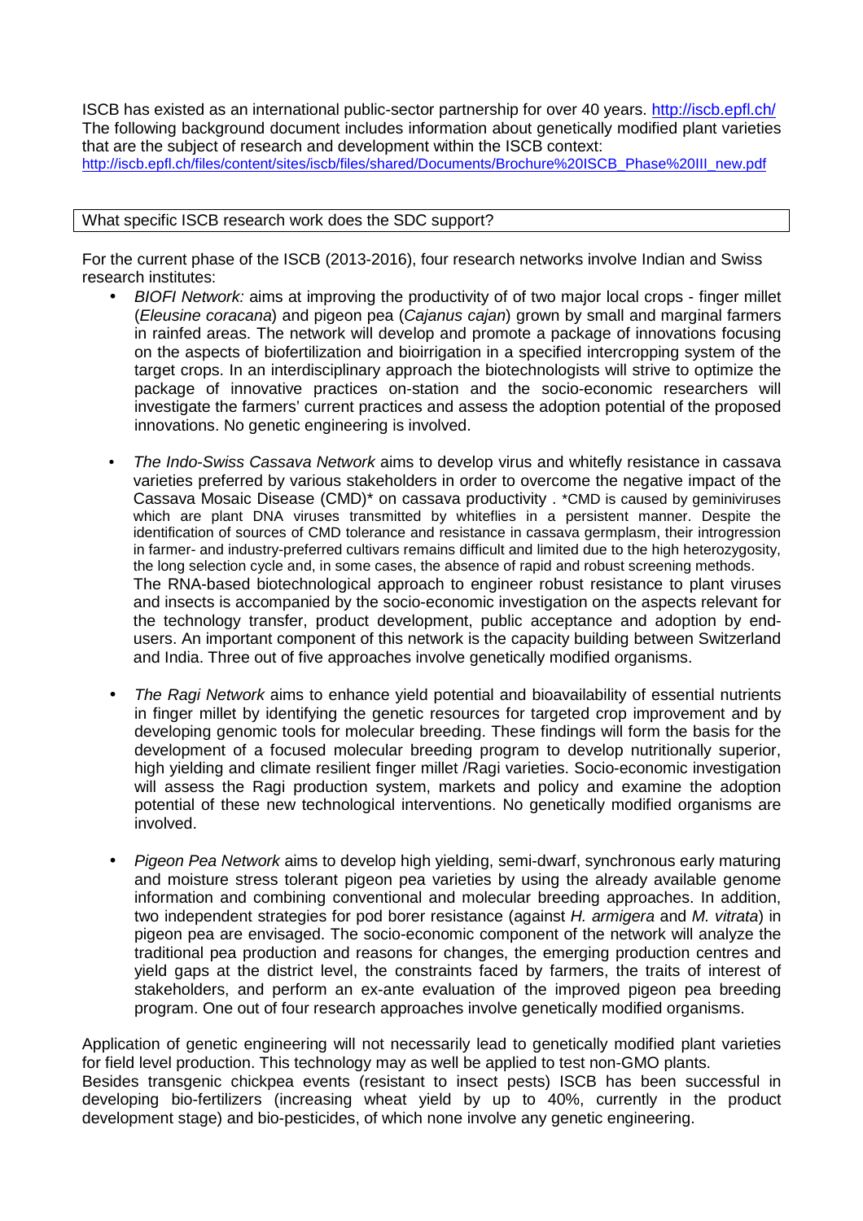ISCB has existed as an international public-sector partnership for over 40 years. http://iscb.epfl.ch/
The following background document includes information about genetically modified plant varieties that are the subject of research and development within the ISCB context:
http://iscb.epfl.ch/files/content/sites/iscb/files/shared/Documents/Brochure%20ISCB_Phase%20III_new.pdf

## What specific ISCB research work does the SDC support?

For the current phase of the ISCB (2013-2016), four research networks involve Indian and Swiss research institutes:

- *BIOFI Network:* aims at improving the productivity of of two major local crops - finger millet (*Eleusine coracana*) and pigeon pea (*Cajanus cajan*) grown by small and marginal farmers in rainfed areas. The network will develop and promote a package of innovations focusing on the aspects of biofertilization and bioirrigation in a specified intercropping system of the target crops. In an interdisciplinary approach the biotechnologists will strive to optimize the package of innovative practices on-station and the socio-economic researchers will investigate the farmers' current practices and assess the adoption potential of the proposed innovations. No genetic engineering is involved.

- *The Indo-Swiss Cassava Network* aims to develop virus and whitefly resistance in cassava varieties preferred by various stakeholders in order to overcome the negative impact of the Cassava Mosaic Disease (CMD)* on cassava productivity . *CMD is caused by geminiviruses which are plant DNA viruses transmitted by whiteflies in a persistent manner. Despite the identification of sources of CMD tolerance and resistance in cassava germplasm, their introgression in farmer- and industry-preferred cultivars remains difficult and limited due to the high heterozygosity, the long selection cycle and, in some cases, the absence of rapid and robust screening methods.
  The RNA-based biotechnological approach to engineer robust resistance to plant viruses and insects is accompanied by the socio-economic investigation on the aspects relevant for the technology transfer, product development, public acceptance and adoption by end-users. An important component of this network is the capacity building between Switzerland and India. Three out of five approaches involve genetically modified organisms.

- *The Ragi Network* aims to enhance yield potential and bioavailability of essential nutrients in finger millet by identifying the genetic resources for targeted crop improvement and by developing genomic tools for molecular breeding. These findings will form the basis for the development of a focused molecular breeding program to develop nutritionally superior, high yielding and climate resilient finger millet /Ragi varieties. Socio-economic investigation will assess the Ragi production system, markets and policy and examine the adoption potential of these new technological interventions. No genetically modified organisms are involved.

- *Pigeon Pea Network* aims to develop high yielding, semi-dwarf, synchronous early maturing and moisture stress tolerant pigeon pea varieties by using the already available genome information and combining conventional and molecular breeding approaches. In addition, two independent strategies for pod borer resistance (against *H. armigera* and *M. vitrata*) in pigeon pea are envisaged. The socio-economic component of the network will analyze the traditional pea production and reasons for changes, the emerging production centres and yield gaps at the district level, the constraints faced by farmers, the traits of interest of stakeholders, and perform an ex-ante evaluation of the improved pigeon pea breeding program. One out of four research approaches involve genetically modified organisms.

Application of genetic engineering will not necessarily lead to genetically modified plant varieties for field level production. This technology may as well be applied to test non-GMO plants.
Besides transgenic chickpea events (resistant to insect pests) ISCB has been successful in developing bio-fertilizers (increasing wheat yield by up to 40%, currently in the product development stage) and bio-pesticides, of which none involve any genetic engineering.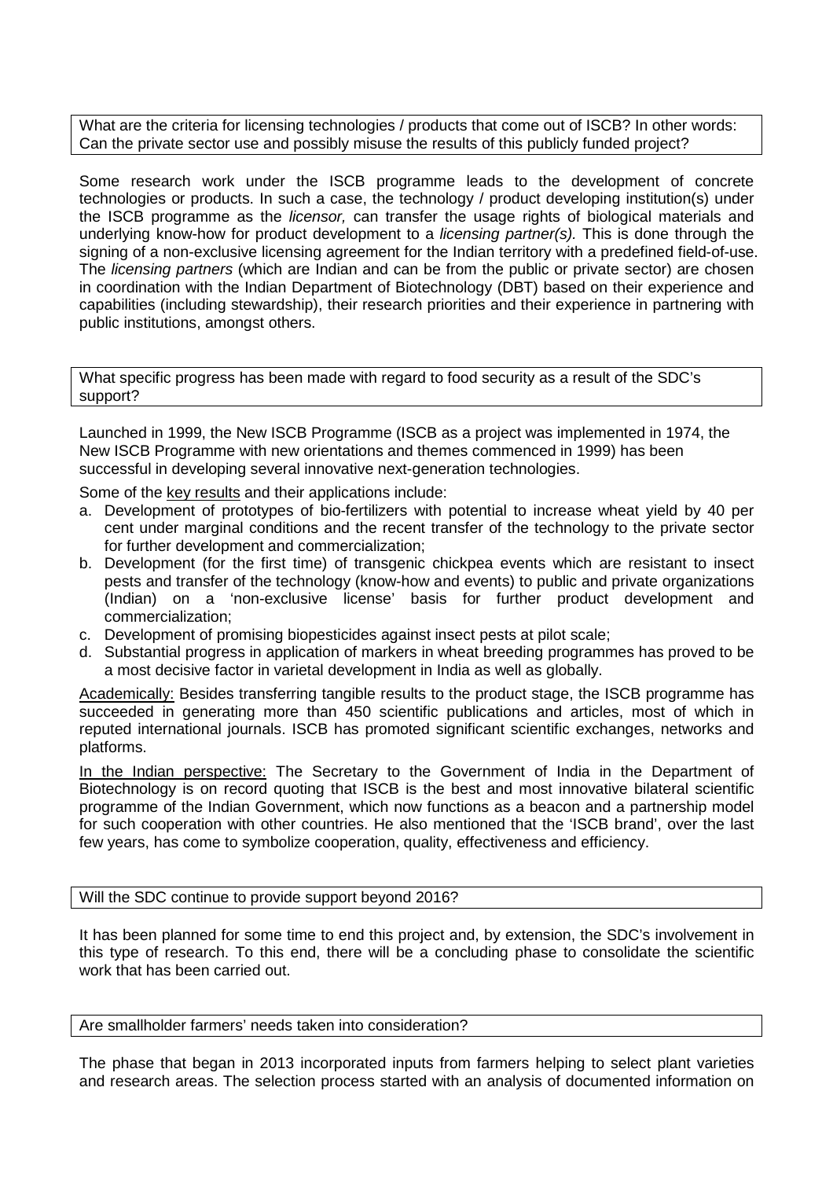**What are the criteria for licensing technologies / products that come out of ISCB? In other words: Can the private sector use and possibly misuse the results of this publicly funded project?**

Some research work under the ISCB programme leads to the development of concrete technologies or products. In such a case, the technology / product developing institution(s) under the ISCB programme as the *licensor,* can transfer the usage rights of biological materials and underlying know-how for product development to a *licensing partner(s).* This is done through the signing of a non-exclusive licensing agreement for the Indian territory with a predefined field-of-use. The *licensing partners* (which are Indian and can be from the public or private sector) are chosen in coordination with the Indian Department of Biotechnology (DBT) based on their experience and capabilities (including stewardship), their research priorities and their experience in partnering with public institutions, amongst others.

**What specific progress has been made with regard to food security as a result of the SDC's support?**

Launched in 1999, the New ISCB Programme (ISCB as a project was implemented in 1974, the New ISCB Programme with new orientations and themes commenced in 1999) has been successful in developing several innovative next-generation technologies.

Some of the key results and their applications include:

a. Development of prototypes of bio-fertilizers with potential to increase wheat yield by 40 per cent under marginal conditions and the recent transfer of the technology to the private sector for further development and commercialization;
b. Development (for the first time) of transgenic chickpea events which are resistant to insect pests and transfer of the technology (know-how and events) to public and private organizations (Indian) on a 'non-exclusive license' basis for further product development and commercialization;
c. Development of promising biopesticides against insect pests at pilot scale;
d. Substantial progress in application of markers in wheat breeding programmes has proved to be a most decisive factor in varietal development in India as well as globally.

Academically: Besides transferring tangible results to the product stage, the ISCB programme has succeeded in generating more than 450 scientific publications and articles, most of which in reputed international journals. ISCB has promoted significant scientific exchanges, networks and platforms.

In the Indian perspective: The Secretary to the Government of India in the Department of Biotechnology is on record quoting that ISCB is the best and most innovative bilateral scientific programme of the Indian Government, which now functions as a beacon and a partnership model for such cooperation with other countries. He also mentioned that the 'ISCB brand', over the last few years, has come to symbolize cooperation, quality, effectiveness and efficiency.

**Will the SDC continue to provide support beyond 2016?**

It has been planned for some time to end this project and, by extension, the SDC's involvement in this type of research. To this end, there will be a concluding phase to consolidate the scientific work that has been carried out.

**Are smallholder farmers' needs taken into consideration?**

The phase that began in 2013 incorporated inputs from farmers helping to select plant varieties and research areas. The selection process started with an analysis of documented information on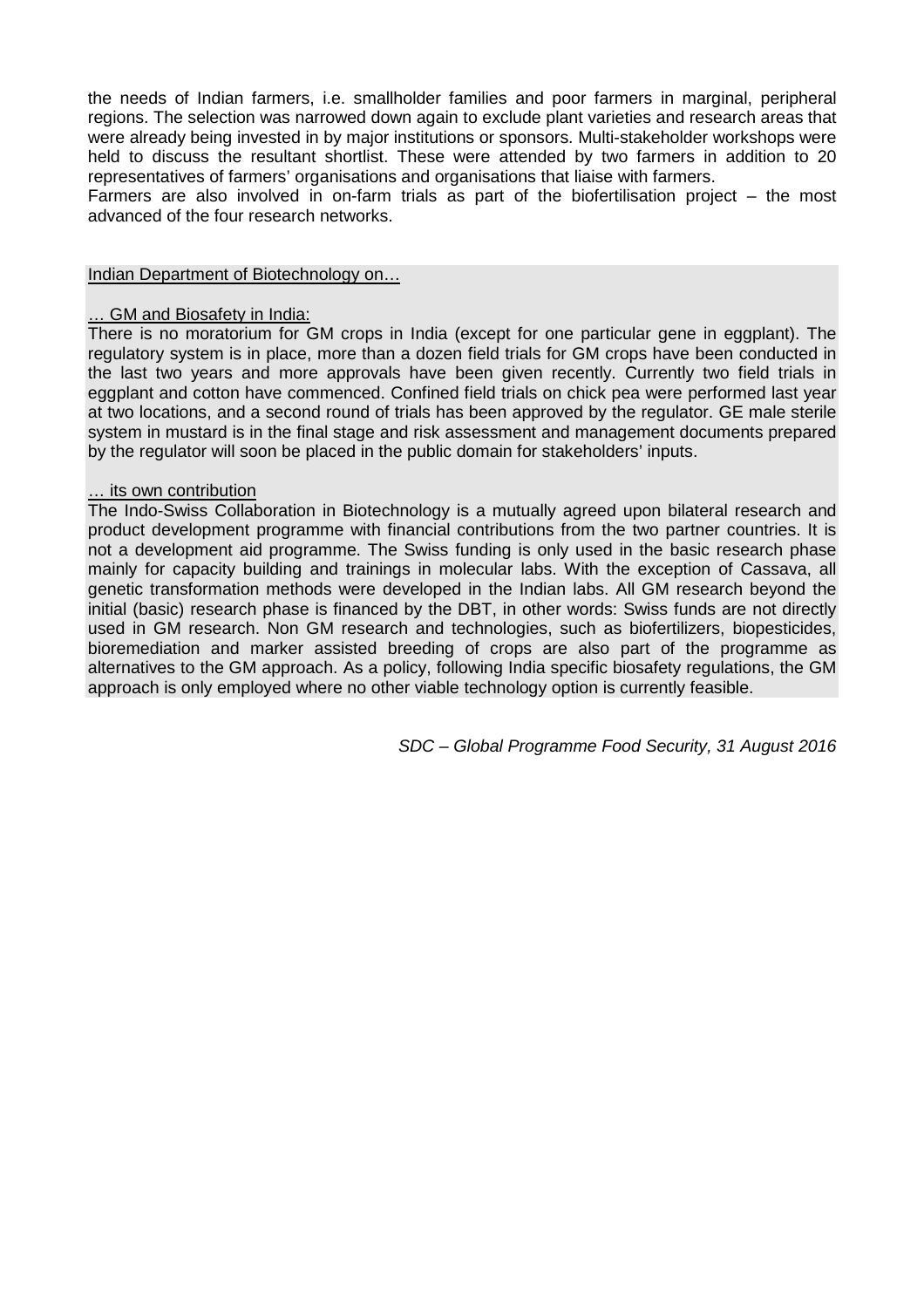the needs of Indian farmers, i.e. smallholder families and poor farmers in marginal, peripheral regions. The selection was narrowed down again to exclude plant varieties and research areas that were already being invested in by major institutions or sponsors. Multi-stakeholder workshops were held to discuss the resultant shortlist. These were attended by two farmers in addition to 20 representatives of farmers' organisations and organisations that liaise with farmers.
Farmers are also involved in on-farm trials as part of the biofertilisation project – the most advanced of the four research networks.

Indian Department of Biotechnology on…

… GM and Biosafety in India:
There is no moratorium for GM crops in India (except for one particular gene in eggplant). The regulatory system is in place, more than a dozen field trials for GM crops have been conducted in the last two years and more approvals have been given recently. Currently two field trials in eggplant and cotton have commenced. Confined field trials on chick pea were performed last year at two locations, and a second round of trials has been approved by the regulator. GE male sterile system in mustard is in the final stage and risk assessment and management documents prepared by the regulator will soon be placed in the public domain for stakeholders' inputs.

… its own contribution
The Indo-Swiss Collaboration in Biotechnology is a mutually agreed upon bilateral research and product development programme with financial contributions from the two partner countries. It is not a development aid programme. The Swiss funding is only used in the basic research phase mainly for capacity building and trainings in molecular labs. With the exception of Cassava, all genetic transformation methods were developed in the Indian labs. All GM research beyond the initial (basic) research phase is financed by the DBT, in other words: Swiss funds are not directly used in GM research. Non GM research and technologies, such as biofertilizers, biopesticides, bioremediation and marker assisted breeding of crops are also part of the programme as alternatives to the GM approach. As a policy, following India specific biosafety regulations, the GM approach is only employed where no other viable technology option is currently feasible.

*SDC – Global Programme Food Security, 31 August 2016*